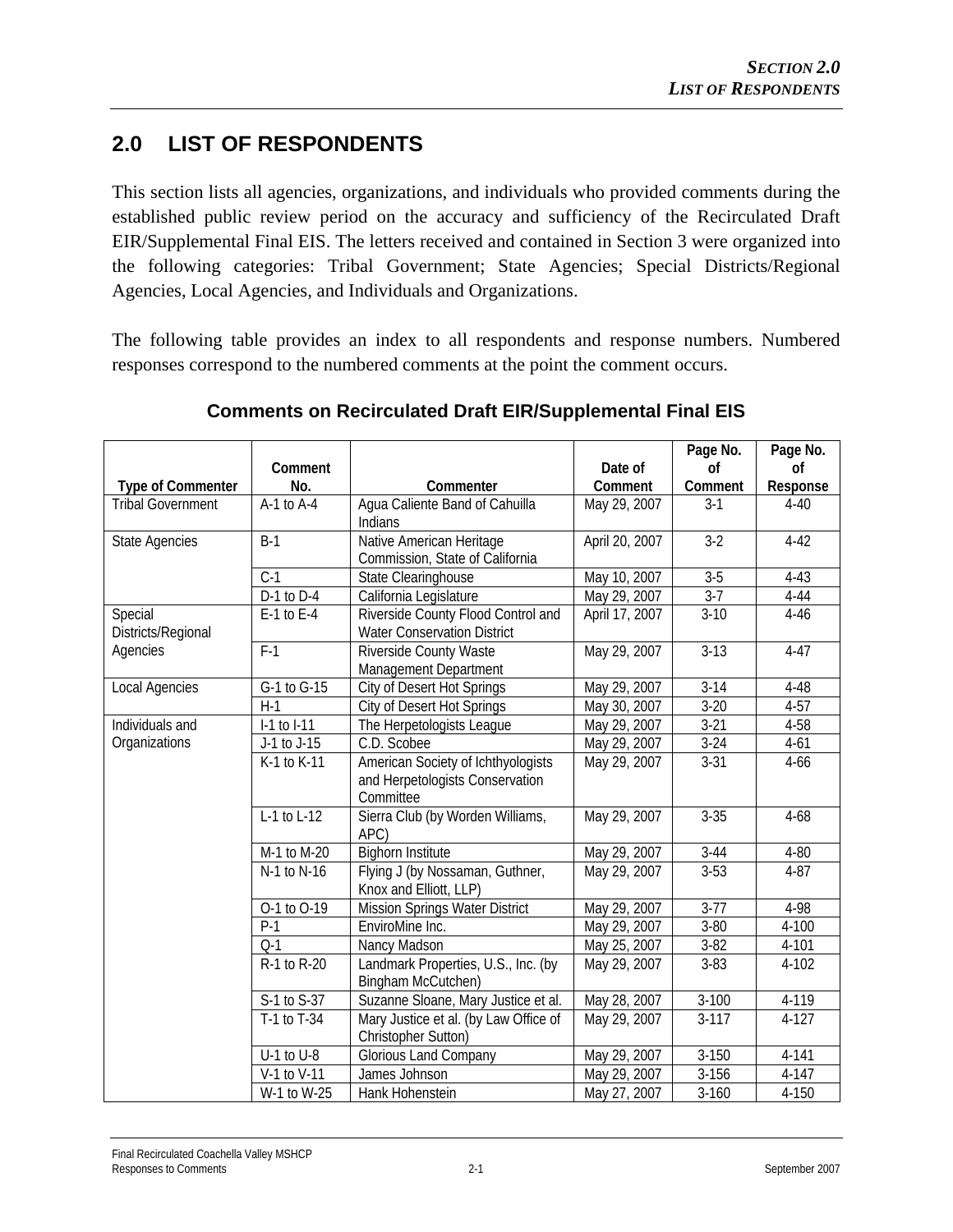# 2.0 LIST OF RESPONDENTS

This section lists all agencies, organizations, and individuals who provided comments during the established public review period on the accuracy and sufficiency of the Recirculated Draft EIR/Supplemental Final EIS. The letters received and contained in Section 3 were organized into the following categories: Tribal Government; State Agencies; Special Districts/Regional Agencies, Local Agencies, and Individuals and Organizations.

The following table provides an index to all respondents and response numbers. Numbered responses correspond to the numbered comments at the point the comment occurs.

**Comments on Recirculated Draft EIR/Supplemental Final EIS**

| Type of Commenter | Comment No. | Commenter | Date of Comment | Page No. of Comment | Page No. of Response |
|---|---|---|---|---|---|
| Tribal Government | A-1 to A-4 | Agua Caliente Band of Cahuilla Indians | May 29, 2007 | 3-1 | 4-40 |
| State Agencies | B-1 | Native American Heritage Commission, State of California | April 20, 2007 | 3-2 | 4-42 |
| | C-1 | State Clearinghouse | May 10, 2007 | 3-5 | 4-43 |
| | D-1 to D-4 | California Legislature | May 29, 2007 | 3-7 | 4-44 |
| Special Districts/Regional Agencies | E-1 to E-4 | Riverside County Flood Control and Water Conservation District | April 17, 2007 | 3-10 | 4-46 |
| | F-1 | Riverside County Waste Management Department | May 29, 2007 | 3-13 | 4-47 |
| Local Agencies | G-1 to G-15 | City of Desert Hot Springs | May 29, 2007 | 3-14 | 4-48 |
| | H-1 | City of Desert Hot Springs | May 30, 2007 | 3-20 | 4-57 |
| Individuals and Organizations | I-1 to I-11 | The Herpetologists League | May 29, 2007 | 3-21 | 4-58 |
| | J-1 to J-15 | C.D. Scobee | May 29, 2007 | 3-24 | 4-61 |
| | K-1 to K-11 | American Society of Ichthyologists and Herpetologists Conservation Committee | May 29, 2007 | 3-31 | 4-66 |
| | L-1 to L-12 | Sierra Club (by Worden Williams, APC) | May 29, 2007 | 3-35 | 4-68 |
| | M-1 to M-20 | Bighorn Institute | May 29, 2007 | 3-44 | 4-80 |
| | N-1 to N-16 | Flying J (by Nossaman, Guthner, Knox and Elliott, LLP) | May 29, 2007 | 3-53 | 4-87 |
| | O-1 to O-19 | Mission Springs Water District | May 29, 2007 | 3-77 | 4-98 |
| | P-1 | EnviroMine Inc. | May 29, 2007 | 3-80 | 4-100 |
| | Q-1 | Nancy Madson | May 25, 2007 | 3-82 | 4-101 |
| | R-1 to R-20 | Landmark Properties, U.S., Inc. (by Bingham McCutchen) | May 29, 2007 | 3-83 | 4-102 |
| | S-1 to S-37 | Suzanne Sloane, Mary Justice et al. | May 28, 2007 | 3-100 | 4-119 |
| | T-1 to T-34 | Mary Justice et al. (by Law Office of Christopher Sutton) | May 29, 2007 | 3-117 | 4-127 |
| | U-1 to U-8 | Glorious Land Company | May 29, 2007 | 3-150 | 4-141 |
| | V-1 to V-11 | James Johnson | May 29, 2007 | 3-156 | 4-147 |
| | W-1 to W-25 | Hank Hohenstein | May 27, 2007 | 3-160 | 4-150 |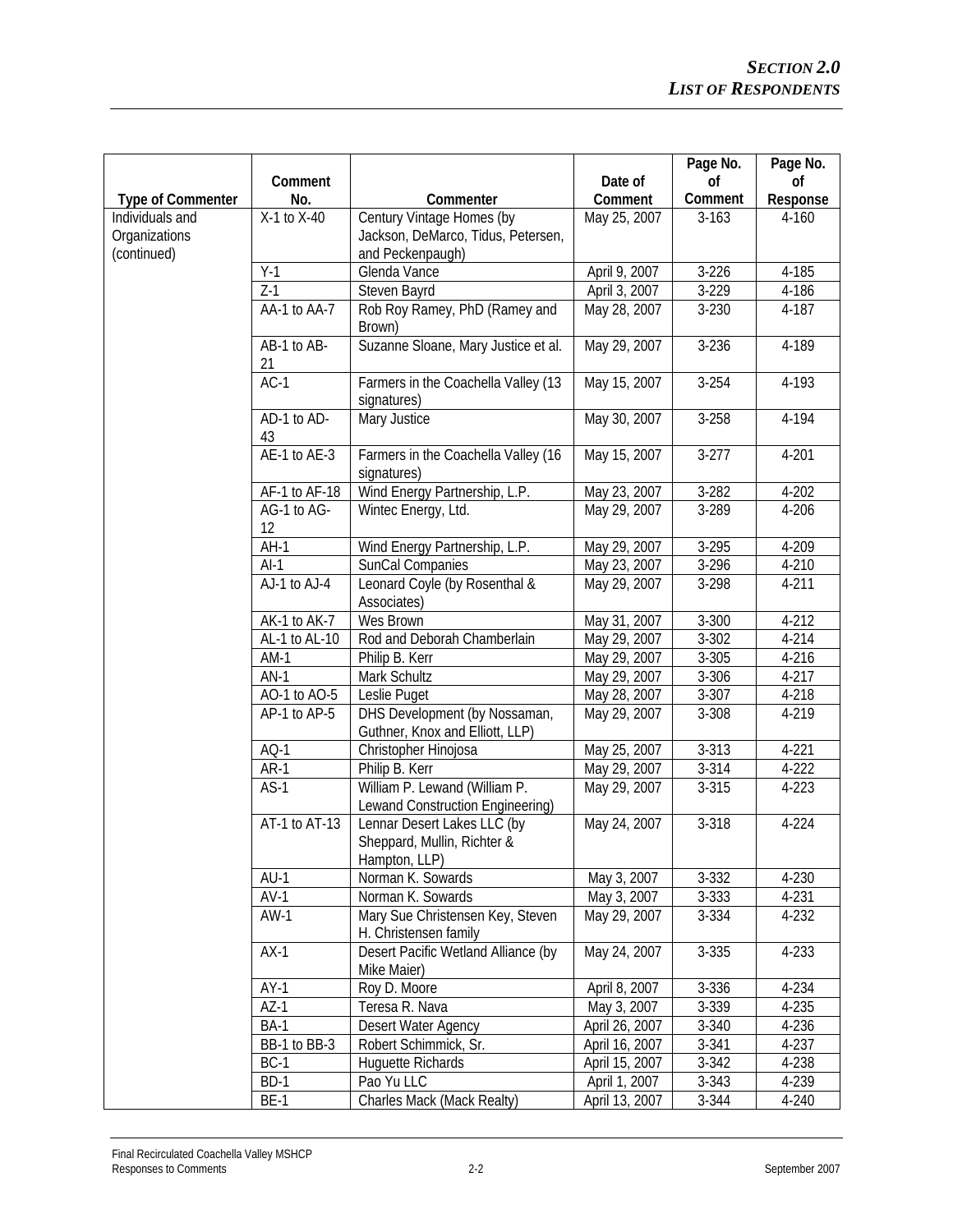| Type of Commenter | Comment No. | Commenter | Date of Comment | Page No. of Comment | Page No. of Response |
|---|---|---|---|---|---|
| Individuals and Organizations (continued) | X-1 to X-40 | Century Vintage Homes (by Jackson, DeMarco, Tidus, Petersen, and Peckenpaugh) | May 25, 2007 | 3-163 | 4-160 |
| | Y-1 | Glenda Vance | April 9, 2007 | 3-226 | 4-185 |
| | Z-1 | Steven Bayrd | April 3, 2007 | 3-229 | 4-186 |
| | AA-1 to AA-7 | Rob Roy Ramey, PhD (Ramey and Brown) | May 28, 2007 | 3-230 | 4-187 |
| | AB-1 to AB-21 | Suzanne Sloane, Mary Justice et al. | May 29, 2007 | 3-236 | 4-189 |
| | AC-1 | Farmers in the Coachella Valley (13 signatures) | May 15, 2007 | 3-254 | 4-193 |
| | AD-1 to AD-43 | Mary Justice | May 30, 2007 | 3-258 | 4-194 |
| | AE-1 to AE-3 | Farmers in the Coachella Valley (16 signatures) | May 15, 2007 | 3-277 | 4-201 |
| | AF-1 to AF-18 | Wind Energy Partnership, L.P. | May 23, 2007 | 3-282 | 4-202 |
| | AG-1 to AG-12 | Wintec Energy, Ltd. | May 29, 2007 | 3-289 | 4-206 |
| | AH-1 | Wind Energy Partnership, L.P. | May 29, 2007 | 3-295 | 4-209 |
| | AI-1 | SunCal Companies | May 23, 2007 | 3-296 | 4-210 |
| | AJ-1 to AJ-4 | Leonard Coyle (by Rosenthal & Associates) | May 29, 2007 | 3-298 | 4-211 |
| | AK-1 to AK-7 | Wes Brown | May 31, 2007 | 3-300 | 4-212 |
| | AL-1 to AL-10 | Rod and Deborah Chamberlain | May 29, 2007 | 3-302 | 4-214 |
| | AM-1 | Philip B. Kerr | May 29, 2007 | 3-305 | 4-216 |
| | AN-1 | Mark Schultz | May 29, 2007 | 3-306 | 4-217 |
| | AO-1 to AO-5 | Leslie Puget | May 28, 2007 | 3-307 | 4-218 |
| | AP-1 to AP-5 | DHS Development (by Nossaman, Guthner, Knox and Elliott, LLP) | May 29, 2007 | 3-308 | 4-219 |
| | AQ-1 | Christopher Hinojosa | May 25, 2007 | 3-313 | 4-221 |
| | AR-1 | Philip B. Kerr | May 29, 2007 | 3-314 | 4-222 |
| | AS-1 | William P. Lewand (William P. Lewand Construction Engineering) | May 29, 2007 | 3-315 | 4-223 |
| | AT-1 to AT-13 | Lennar Desert Lakes LLC (by Sheppard, Mullin, Richter & Hampton, LLP) | May 24, 2007 | 3-318 | 4-224 |
| | AU-1 | Norman K. Sowards | May 3, 2007 | 3-332 | 4-230 |
| | AV-1 | Norman K. Sowards | May 3, 2007 | 3-333 | 4-231 |
| | AW-1 | Mary Sue Christensen Key, Steven H. Christensen family | May 29, 2007 | 3-334 | 4-232 |
| | AX-1 | Desert Pacific Wetland Alliance (by Mike Maier) | May 24, 2007 | 3-335 | 4-233 |
| | AY-1 | Roy D. Moore | April 8, 2007 | 3-336 | 4-234 |
| | AZ-1 | Teresa R. Nava | May 3, 2007 | 3-339 | 4-235 |
| | BA-1 | Desert Water Agency | April 26, 2007 | 3-340 | 4-236 |
| | BB-1 to BB-3 | Robert Schimmick, Sr. | April 16, 2007 | 3-341 | 4-237 |
| | BC-1 | Huguette Richards | April 15, 2007 | 3-342 | 4-238 |
| | BD-1 | Pao Yu LLC | April 1, 2007 | 3-343 | 4-239 |
| | BE-1 | Charles Mack (Mack Realty) | April 13, 2007 | 3-344 | 4-240 |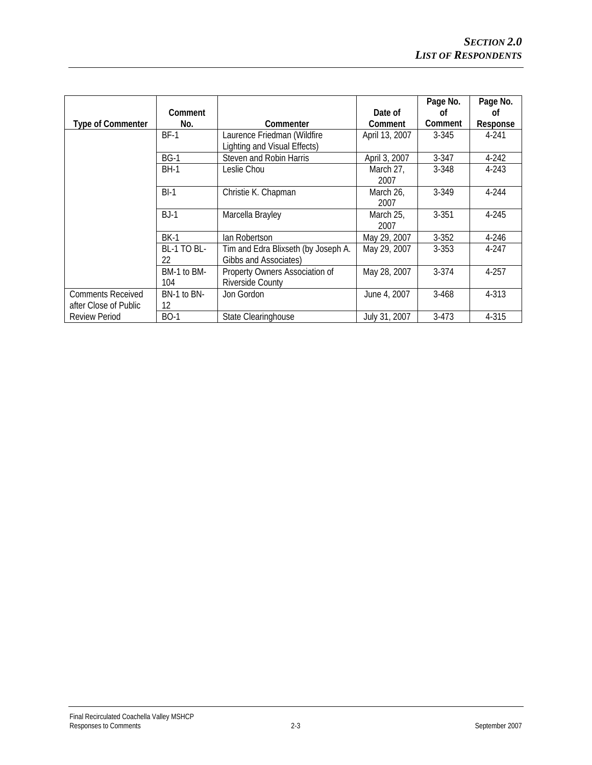| Type of Commenter | Comment No. | Commenter | Date of Comment | Page No. of Comment | Page No. of Response |
|---|---|---|---|---|---|
| | BF-1 | Laurence Friedman (Wildfire Lighting and Visual Effects) | April 13, 2007 | 3-345 | 4-241 |
| | BG-1 | Steven and Robin Harris | April 3, 2007 | 3-347 | 4-242 |
| | BH-1 | Leslie Chou | March 27, 2007 | 3-348 | 4-243 |
| | BI-1 | Christie K. Chapman | March 26, 2007 | 3-349 | 4-244 |
| | BJ-1 | Marcella Brayley | March 25, 2007 | 3-351 | 4-245 |
| | BK-1 | Ian Robertson | May 29, 2007 | 3-352 | 4-246 |
| | BL-1 TO BL-22 | Tim and Edra Blixseth (by Joseph A. Gibbs and Associates) | May 29, 2007 | 3-353 | 4-247 |
| | BM-1 to BM-104 | Property Owners Association of Riverside County | May 28, 2007 | 3-374 | 4-257 |
| Comments Received after Close of Public Review Period | BN-1 to BN-12 | Jon Gordon | June 4, 2007 | 3-468 | 4-313 |
| | BO-1 | State Clearinghouse | July 31, 2007 | 3-473 | 4-315 |